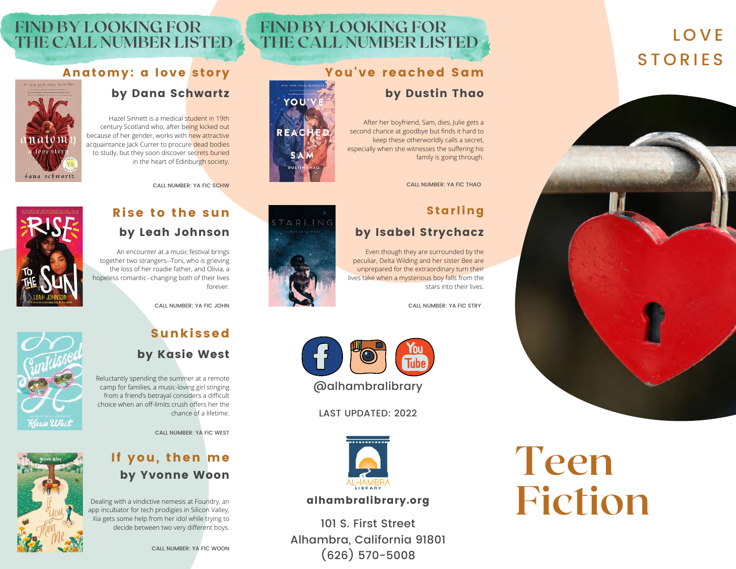# Teen Fiction

## LOVE STORIES

## FIND BY LOOKING FOR THE CALL NUMBER LISTED

### Anatomy: a love story

**by Dana Schwartz**

Hazel Sinnett is a medical student in 19th century Scotland who, after being kicked out because of her gender, works with new attractive acquaintance Jack Currer to procure dead bodies to study, but they soon discover secrets buried in the heart of Edinburgh society.

CALL NUMBER: YA FIC SCHW

### Rise to the sun

**by Leah Johnson**

An encounter at a music festival brings together two strangers--Toni, who is grieving the loss of her roadie father, and Olivia, a hopeless romantic--changing both of their lives forever.

CALL NUMBER: YA FIC JOHN

### Sunkissed

**by Kasie West**

Reluctantly spending the summer at a remote camp for families, a music-loving girl stinging from a friend's betrayal considers a difficult choice when an off-limits crush offers her the chance of a lifetime.

CALL NUMBER: YA FIC WEST

### If you, then me

**by Yvonne Woon**

Dealing with a vindictive nemesis at Foundry, an app incubator for tech prodigies in Silicon Valley, Xia gets some help from her idol while trying to decide between two very different boys.

CALL NUMBER: YA FIC WOON

## FIND BY LOOKING FOR THE CALL NUMBER LISTED

### You've reached Sam

**by Dustin Thao**

After her boyfriend, Sam, dies, Julie gets a second chance at goodbye but finds it hard to keep these otherworldly calls a secret, especially when she witnesses the suffering his family is going through.

CALL NUMBER: YA FIC THAO

### Starling

**by Isabel Strychacz**

Even though they are surrounded by the peculiar, Delta Wilding and her sister Bee are unprepared for the extraordinary turn their lives take when a mysterious boy falls from the stars into their lives.

CALL NUMBER: YA FIC STRY

@alhambralibrary

LAST UPDATED: 2022

ALHAMBRA LIBRARY

**alhambralibrary.org**

101 S. First Street
Alhambra, California 91801
(626) 570-5008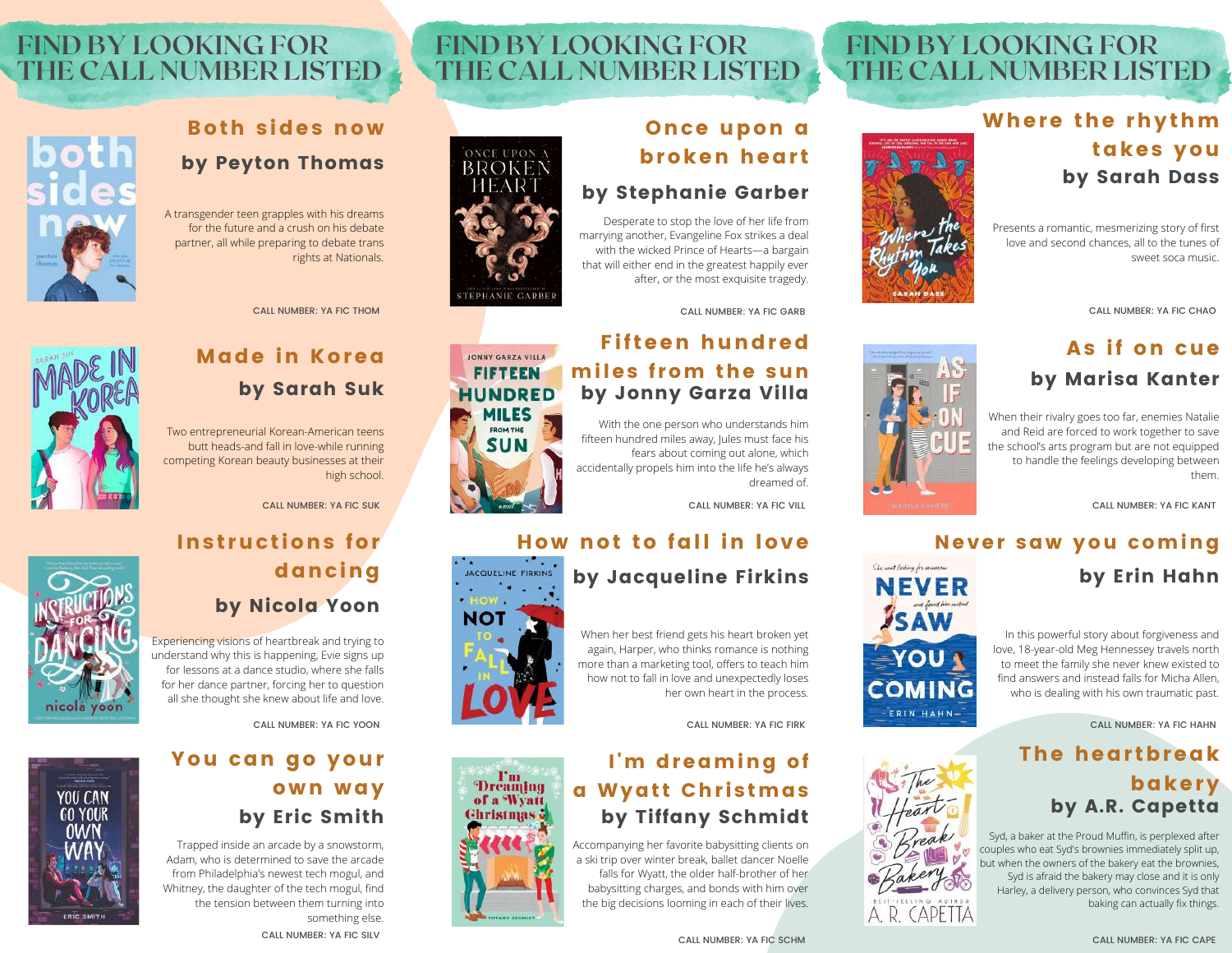## FIND BY LOOKING FOR THE CALL NUMBER LISTED

### Both sides now
**by Peyton Thomas**

A transgender teen grapples with his dreams for the future and a crush on his debate partner, all while preparing to debate trans rights at Nationals.

CALL NUMBER: YA FIC THOM

### Made in Korea
**by Sarah Suk**

Two entrepreneurial Korean-American teens butt heads-and fall in love-while running competing Korean beauty businesses at their high school.

CALL NUMBER: YA FIC SUK

### Instructions for dancing
**by Nicola Yoon**

Experiencing visions of heartbreak and trying to understand why this is happening, Evie signs up for lessons at a dance studio, where she falls for her dance partner, forcing her to question all she thought she knew about life and love.

CALL NUMBER: YA FIC YOON

### You can go your own way
**by Eric Smith**

Trapped inside an arcade by a snowstorm, Adam, who is determined to save the arcade from Philadelphia's newest tech mogul, and Whitney, the daughter of the tech mogul, find the tension between them turning into something else.

CALL NUMBER: YA FIC SILV

## FIND BY LOOKING FOR THE CALL NUMBER LISTED

### Once upon a broken heart
**by Stephanie Garber**

Desperate to stop the love of her life from marrying another, Evangeline Fox strikes a deal with the wicked Prince of Hearts—a bargain that will either end in the greatest happily ever after, or the most exquisite tragedy.

CALL NUMBER: YA FIC GARB

### Fifteen hundred miles from the sun
**by Jonny Garza Villa**

With the one person who understands him fifteen hundred miles away, Jules must face his fears about coming out alone, which accidentally propels him into the life he's always dreamed of.

CALL NUMBER: YA FIC VILL

### How not to fall in love
**by Jacqueline Firkins**

When her best friend gets his heart broken yet again, Harper, who thinks romance is nothing more than a marketing tool, offers to teach him how not to fall in love and unexpectedly loses her own heart in the process.

CALL NUMBER: YA FIC FIRK

### I'm dreaming of a Wyatt Christmas
**by Tiffany Schmidt**

Accompanying her favorite babysitting clients on a ski trip over winter break, ballet dancer Noelle falls for Wyatt, the older half-brother of her babysitting charges, and bonds with him over the big decisions looming in each of their lives.

CALL NUMBER: YA FIC SCHM

## FIND BY LOOKING FOR THE CALL NUMBER LISTED

### Where the rhythm takes you
**by Sarah Dass**

Presents a romantic, mesmerizing story of first love and second chances, all to the tunes of sweet soca music.

CALL NUMBER: YA FIC CHAO

### As if on cue
**by Marisa Kanter**

When their rivalry goes too far, enemies Natalie and Reid are forced to work together to save the school's arts program but are not equipped to handle the feelings developing between them.

CALL NUMBER: YA FIC KANT

### Never saw you coming
**by Erin Hahn**

In this powerful story about forgiveness and love, 18-year-old Meg Hennessey travels north to meet the family she never knew existed to find answers and instead falls for Micha Allen, who is dealing with his own traumatic past.

CALL NUMBER: YA FIC HAHN

### The heartbreak bakery
**by A.R. Capetta**

Syd, a baker at the Proud Muffin, is perplexed after couples who eat Syd's brownies immediately split up, but when the owners of the bakery eat the brownies, Syd is afraid the bakery may close and it is only Harley, a delivery person, who convinces Syd that baking can actually fix things.

CALL NUMBER: YA FIC CAPE